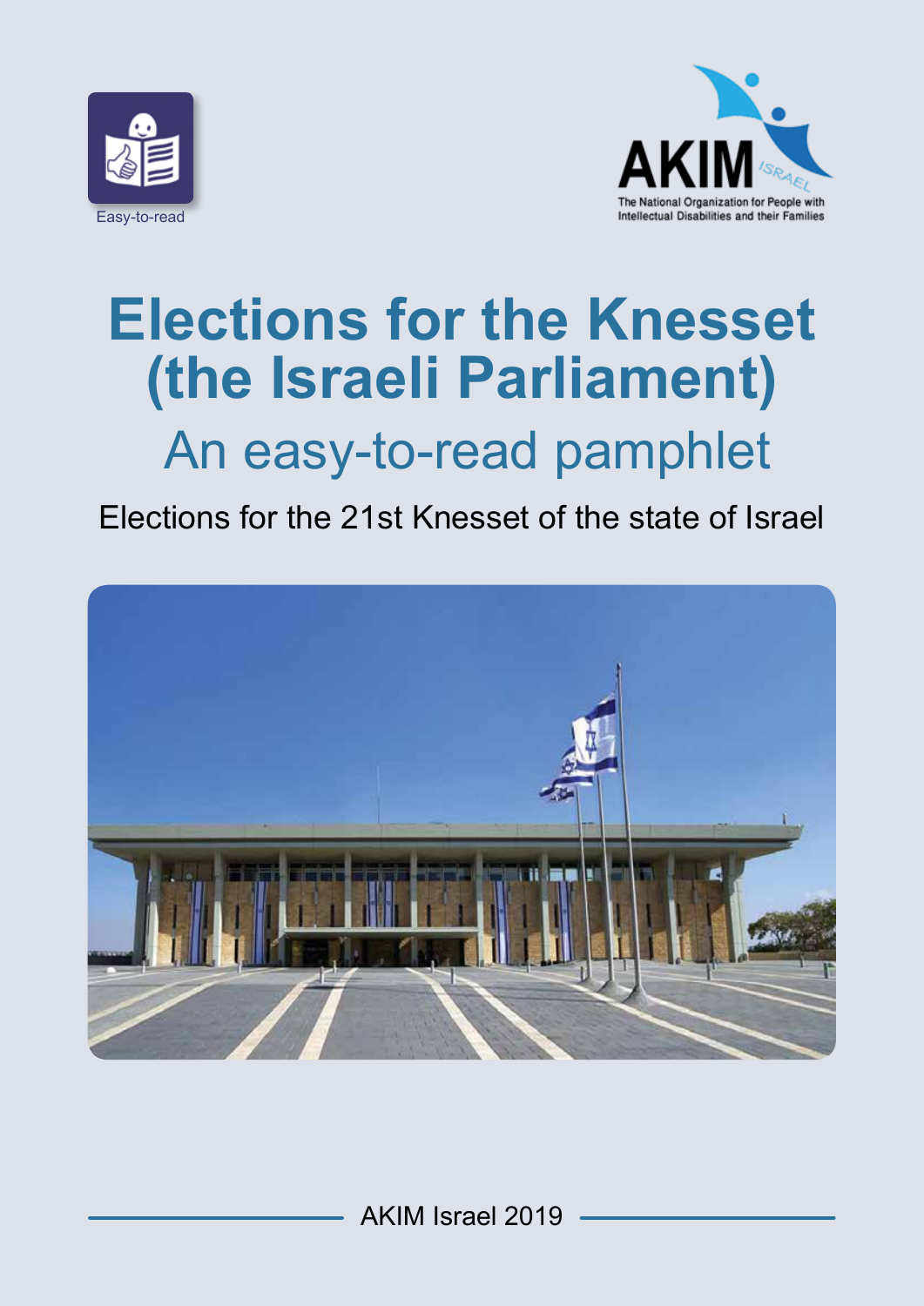Easy-to-read

AKIM ISRAEL

The National Organization for People with Intellectual Disabilities and their Families

# Elections for the Knesset (the Israeli Parliament)

## An easy-to-read pamphlet

Elections for the 21st Knesset of the state of Israel

AKIM Israel 2019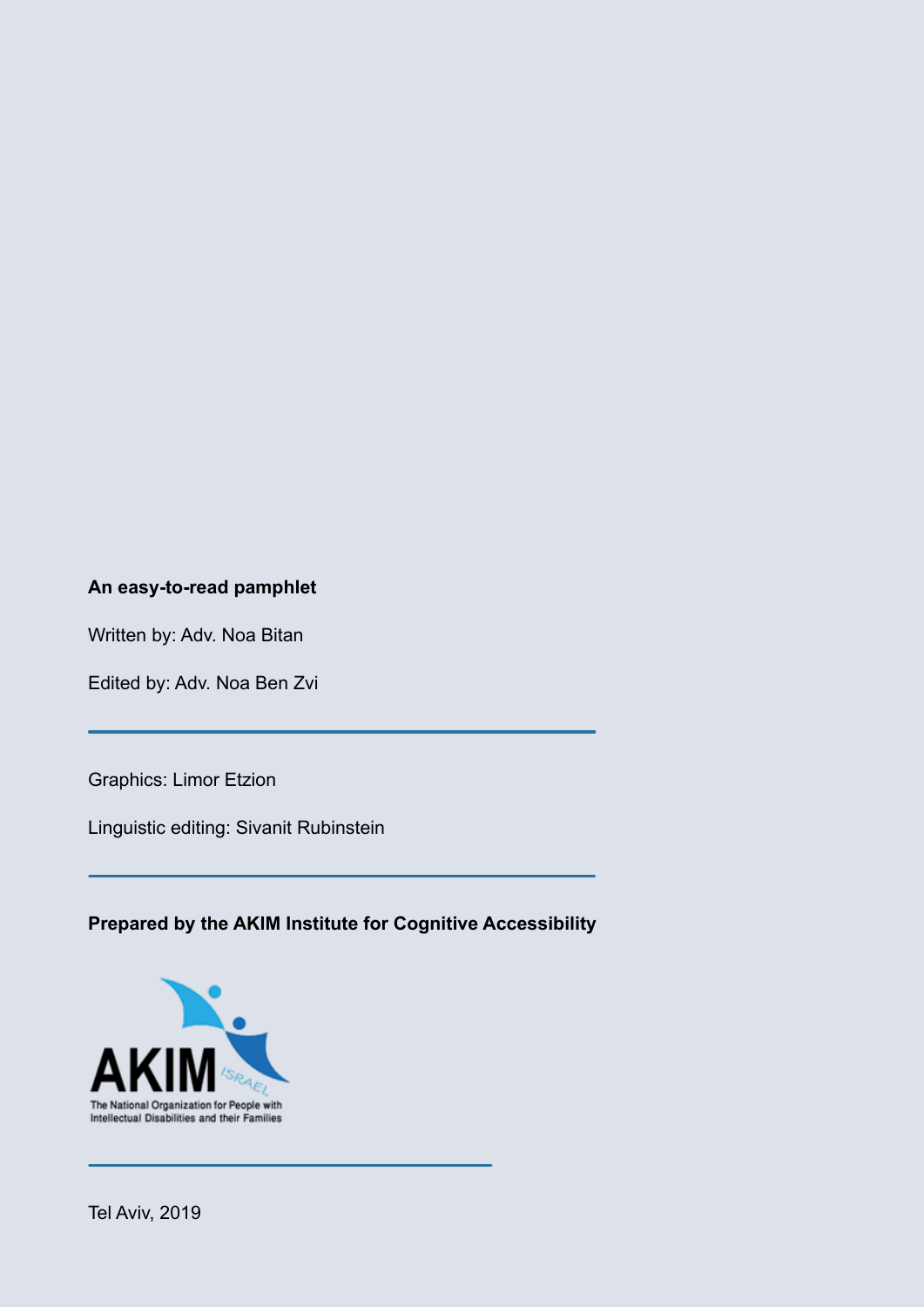**An easy-to-read pamphlet**

Written by: Adv. Noa Bitan

Edited by: Adv. Noa Ben Zvi

---

Graphics: Limor Etzion

Linguistic editing: Sivanit Rubinstein

---

**Prepared by the AKIM Institute for Cognitive Accessibility**

AKIM ISRAEL
The National Organization for People with Intellectual Disabilities and their Families

---

Tel Aviv, 2019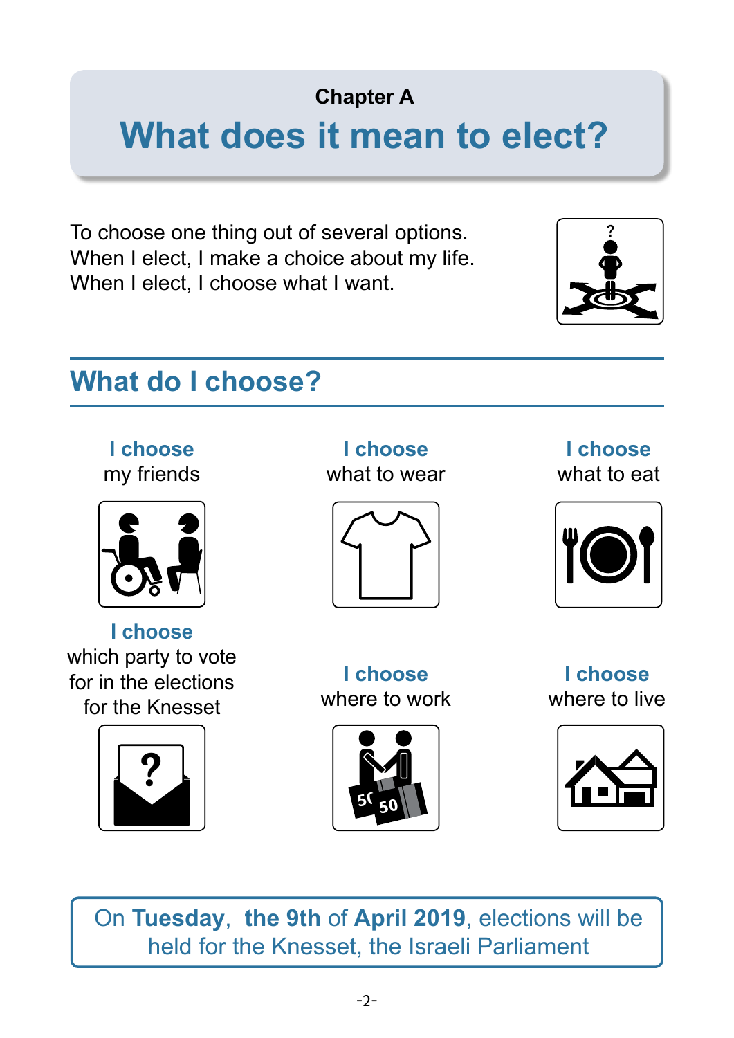Chapter A

# What does it mean to elect?

To choose one thing out of several options.
When I elect, I make a choice about my life.
When I elect, I choose what I want.

## What do I choose?

**I choose** my friends

**I choose** what to wear

**I choose** what to eat

**I choose** which party to vote for in the elections for the Knesset

**I choose** where to work

**I choose** where to live

On **Tuesday**, **the 9th** of **April 2019**, elections will be held for the Knesset, the Israeli Parliament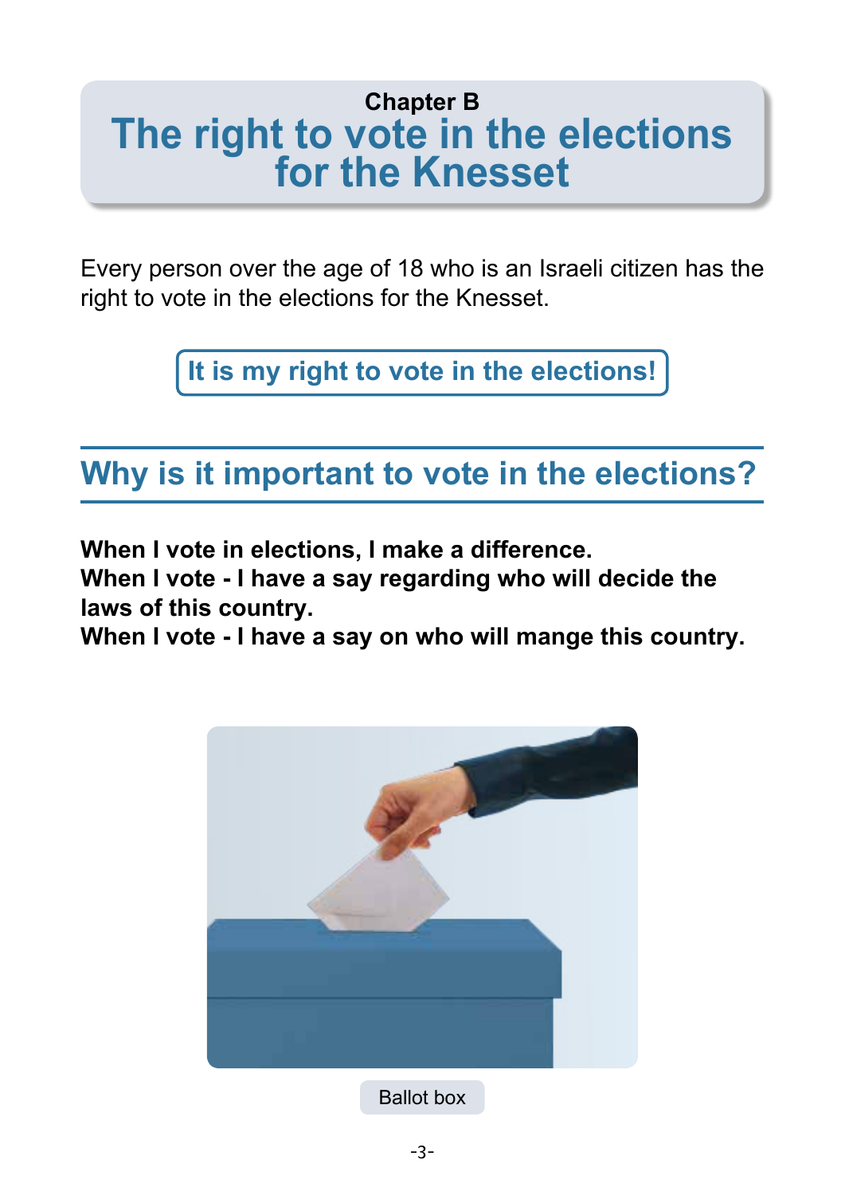Chapter B

# The right to vote in the elections for the Knesset

Every person over the age of 18 who is an Israeli citizen has the right to vote in the elections for the Knesset.

**It is my right to vote in the elections!**

## Why is it important to vote in the elections?

**When I vote in elections, I make a difference.**
**When I vote - I have a say regarding who will decide the laws of this country.**
**When I vote - I have a say on who will mange this country.**

Ballot box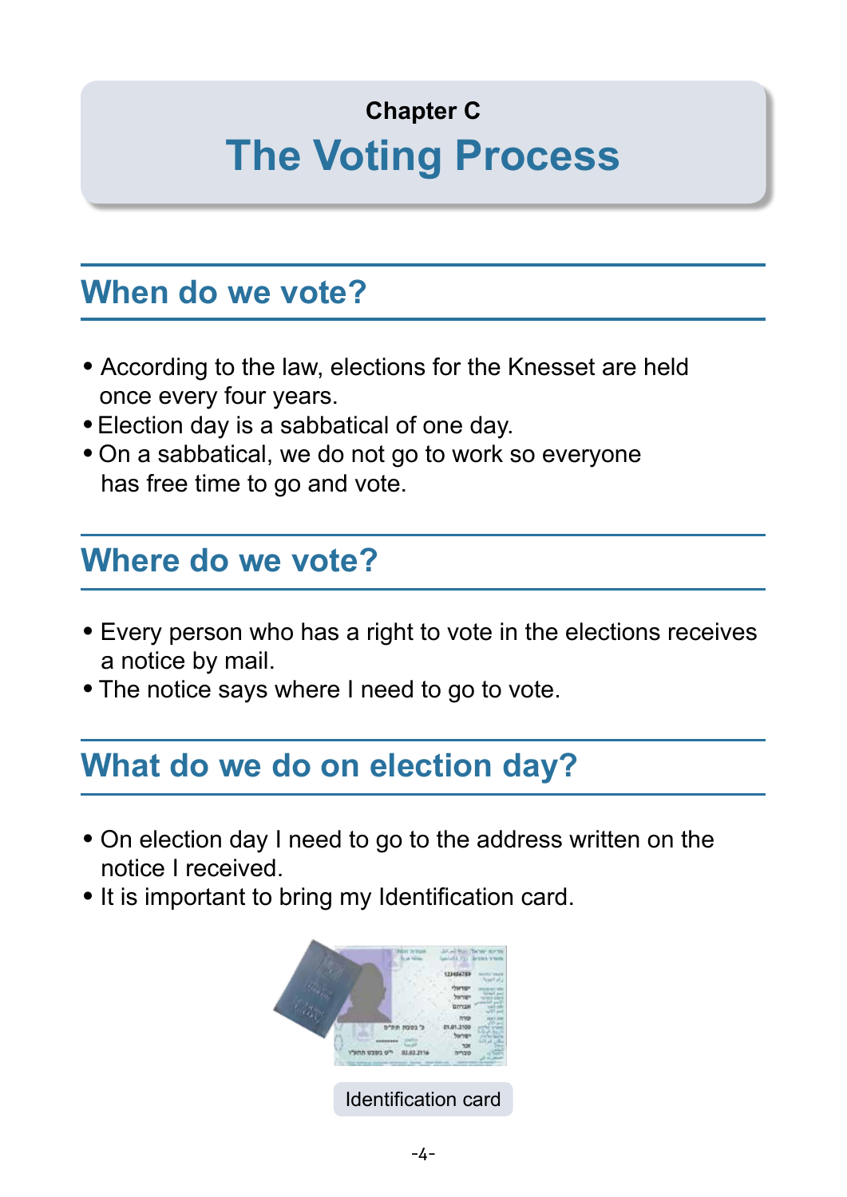Chapter C

# The Voting Process

## When do we vote?

- According to the law, elections for the Knesset are held once every four years.
- Election day is a sabbatical of one day.
- On a sabbatical, we do not go to work so everyone has free time to go and vote.

## Where do we vote?

- Every person who has a right to vote in the elections receives a notice by mail.
- The notice says where I need to go to vote.

## What do we do on election day?

- On election day I need to go to the address written on the notice I received.
- It is important to bring my Identification card.

Identification card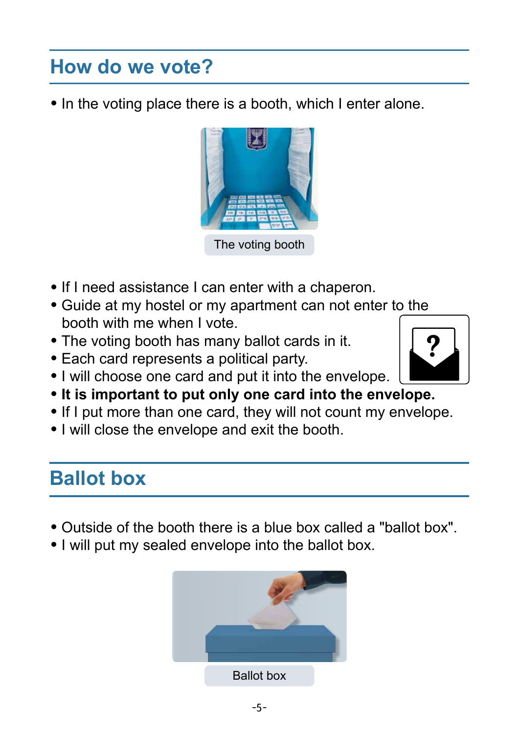## How do we vote?

- In the voting place there is a booth, which I enter alone.

The voting booth

- If I need assistance I can enter with a chaperon.
- Guide at my hostel or my apartment can not enter to the booth with me when I vote.
- The voting booth has many ballot cards in it.
- Each card represents a political party.
- I will choose one card and put it into the envelope.
- **It is important to put only one card into the envelope.**
- If I put more than one card, they will not count my envelope.
- I will close the envelope and exit the booth.

## Ballot box

- Outside of the booth there is a blue box called a "ballot box".
- I will put my sealed envelope into the ballot box.

Ballot box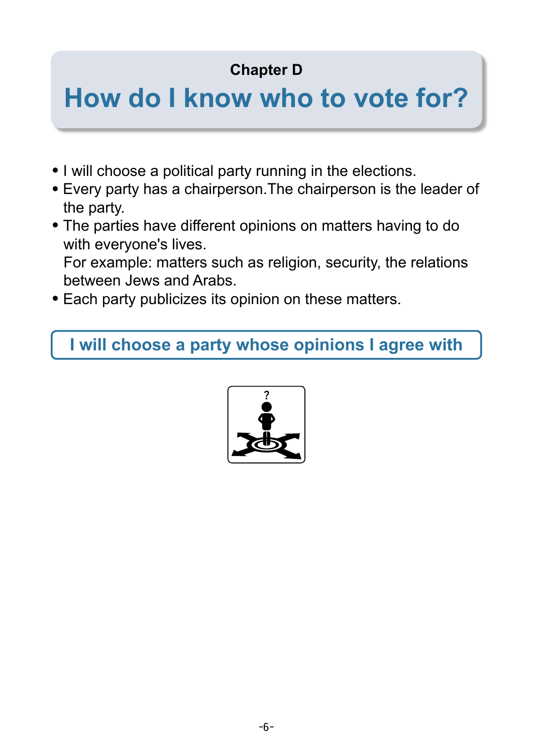Chapter D

# How do I know who to vote for?

- I will choose a political party running in the elections.
- Every party has a chairperson.The chairperson is the leader of the party.
- The parties have different opinions on matters having to do with everyone's lives.
  For example: matters such as religion, security, the relations between Jews and Arabs.
- Each party publicizes its opinion on these matters.

**I will choose a party whose opinions I agree with**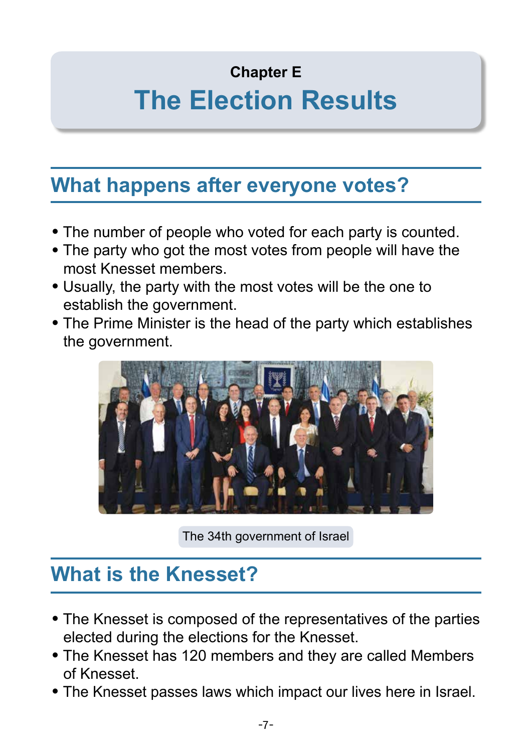Chapter E

# The Election Results

## What happens after everyone votes?

- The number of people who voted for each party is counted.
- The party who got the most votes from people will have the most Knesset members.
- Usually, the party with the most votes will be the one to establish the government.
- The Prime Minister is the head of the party which establishes the government.

The 34th government of Israel

## What is the Knesset?

- The Knesset is composed of the representatives of the parties elected during the elections for the Knesset.
- The Knesset has 120 members and they are called Members of Knesset.
- The Knesset passes laws which impact our lives here in Israel.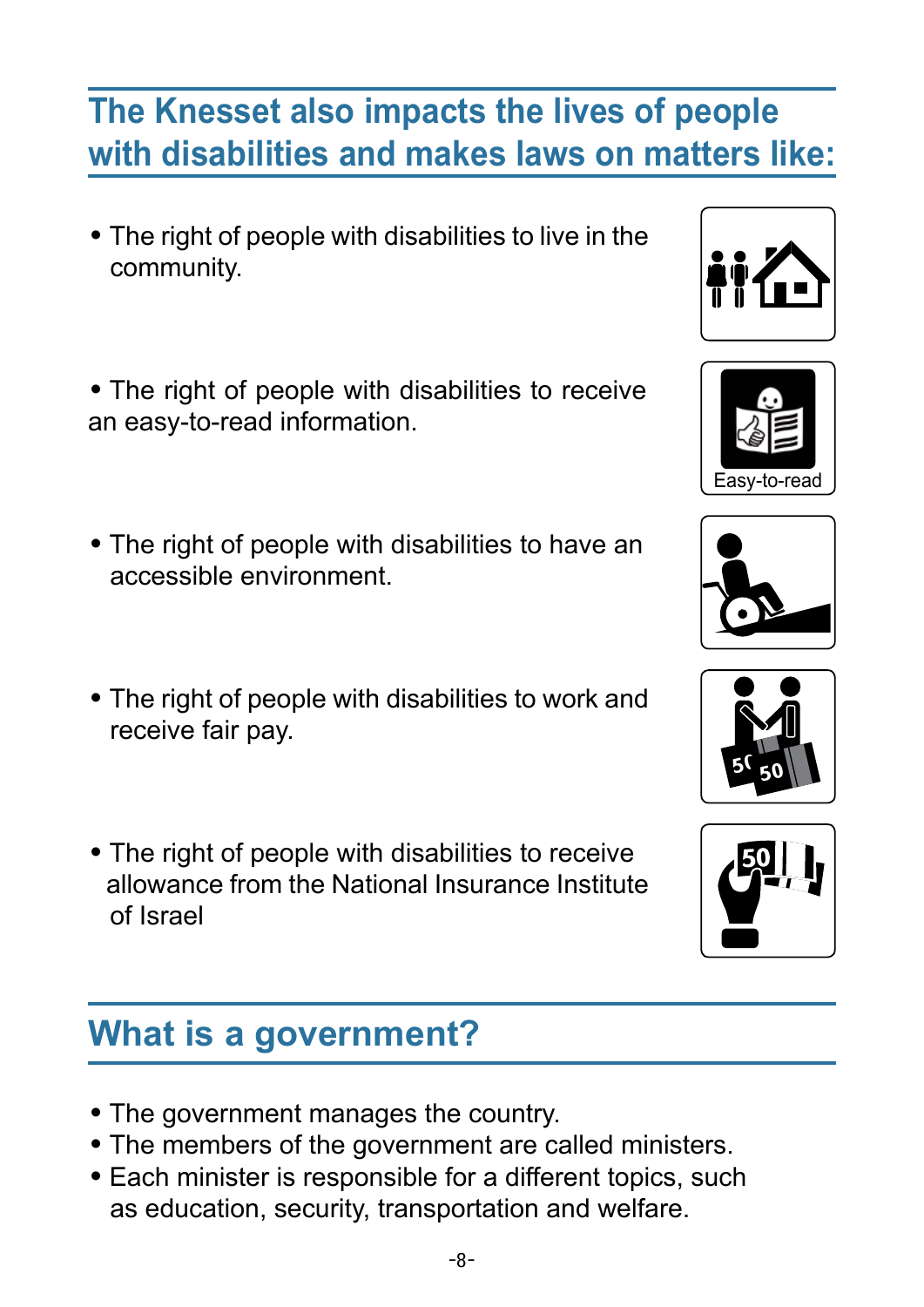## The Knesset also impacts the lives of people with disabilities and makes laws on matters like:

- The right of people with disabilities to live in the community.
- The right of people with disabilities to receive an easy-to-read information.
- The right of people with disabilities to have an accessible environment.
- The right of people with disabilities to work and receive fair pay.
- The right of people with disabilities to receive allowance from the National Insurance Institute of Israel

## What is a government?

- The government manages the country.
- The members of the government are called ministers.
- Each minister is responsible for a different topics, such as education, security, transportation and welfare.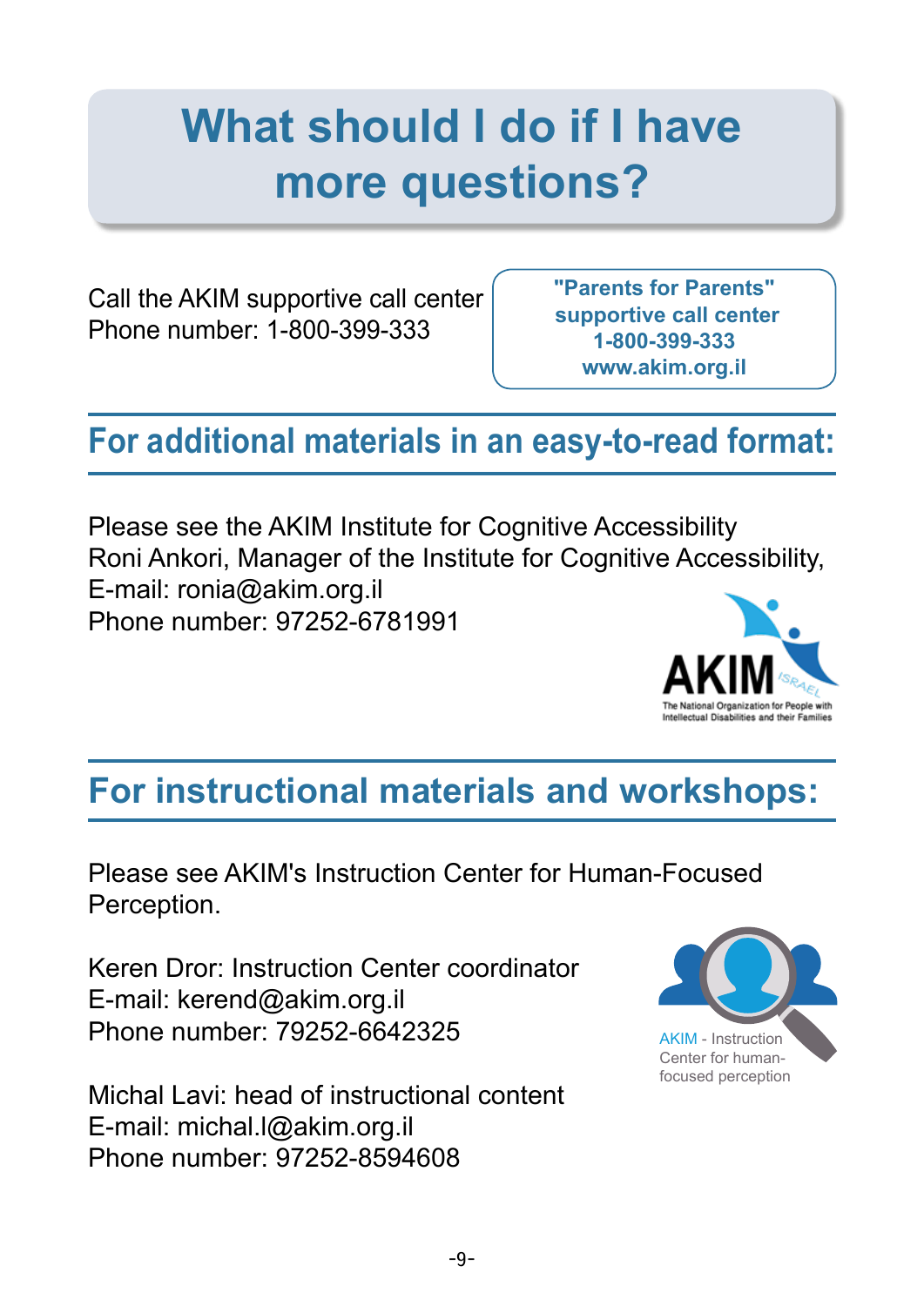# What should I do if I have more questions?

Call the AKIM supportive call center
Phone number: 1-800-399-333

**"Parents for Parents"**
**supportive call center**
**1-800-399-333**
**www.akim.org.il**

## For additional materials in an easy-to-read format:

Please see the AKIM Institute for Cognitive Accessibility
Roni Ankori, Manager of the Institute for Cognitive Accessibility,
E-mail: ronia@akim.org.il
Phone number: 97252-6781991

AKIM ISRAEL
The National Organization for People with Intellectual Disabilities and their Families

## For instructional materials and workshops:

Please see AKIM's Instruction Center for Human-Focused Perception.

Keren Dror: Instruction Center coordinator
E-mail: kerend@akim.org.il
Phone number: 79252-6642325

Michal Lavi: head of instructional content
E-mail: michal.l@akim.org.il
Phone number: 97252-8594608

AKIM - Instruction Center for human-focused perception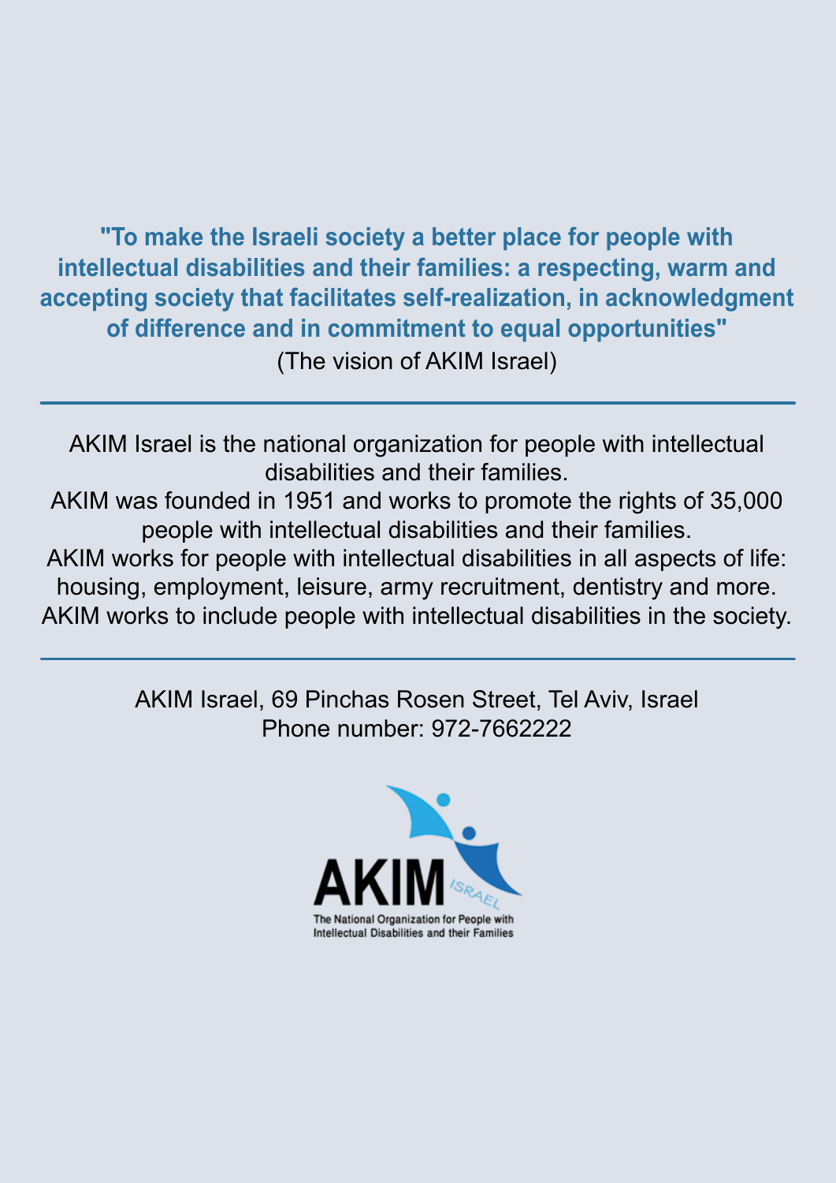**"To make the Israeli society a better place for people with intellectual disabilities and their families: a respecting, warm and accepting society that facilitates self-realization, in acknowledgment of difference and in commitment to equal opportunities"**

(The vision of AKIM Israel)

---

AKIM Israel is the national organization for people with intellectual disabilities and their families.

AKIM was founded in 1951 and works to promote the rights of 35,000 people with intellectual disabilities and their families.

AKIM works for people with intellectual disabilities in all aspects of life: housing, employment, leisure, army recruitment, dentistry and more.

AKIM works to include people with intellectual disabilities in the society.

---

AKIM Israel, 69 Pinchas Rosen Street, Tel Aviv, Israel

Phone number: 972-7662222

AKIM ISRAEL

The National Organization for People with Intellectual Disabilities and their Families